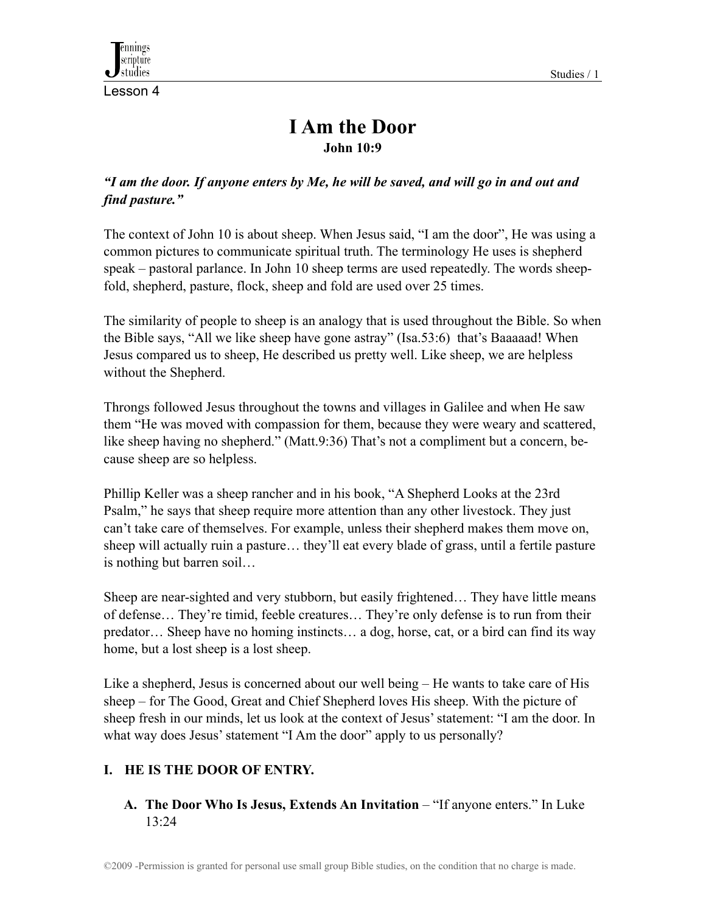Lesson 4

# I Am the Door

**John 10:9**

***"I am the door. If anyone enters by Me, he will be saved, and will go in and out and find pasture."***

The context of John 10 is about sheep. When Jesus said, "I am the door", He was using a common pictures to communicate spiritual truth. The terminology He uses is shepherd speak – pastoral parlance. In John 10 sheep terms are used repeatedly. The words sheep-fold, shepherd, pasture, flock, sheep and fold are used over 25 times.

The similarity of people to sheep is an analogy that is used throughout the Bible. So when the Bible says, "All we like sheep have gone astray" (Isa.53:6) that's Baaaaad! When Jesus compared us to sheep, He described us pretty well. Like sheep, we are helpless without the Shepherd.

Throngs followed Jesus throughout the towns and villages in Galilee and when He saw them "He was moved with compassion for them, because they were weary and scattered, like sheep having no shepherd." (Matt.9:36) That's not a compliment but a concern, because sheep are so helpless.

Phillip Keller was a sheep rancher and in his book, "A Shepherd Looks at the 23rd Psalm," he says that sheep require more attention than any other livestock. They just can't take care of themselves. For example, unless their shepherd makes them move on, sheep will actually ruin a pasture… they'll eat every blade of grass, until a fertile pasture is nothing but barren soil…

Sheep are near-sighted and very stubborn, but easily frightened… They have little means of defense… They're timid, feeble creatures… They're only defense is to run from their predator… Sheep have no homing instincts… a dog, horse, cat, or a bird can find its way home, but a lost sheep is a lost sheep.

Like a shepherd, Jesus is concerned about our well being – He wants to take care of His sheep – for The Good, Great and Chief Shepherd loves His sheep. With the picture of sheep fresh in our minds, let us look at the context of Jesus' statement: "I am the door. In what way does Jesus' statement "I Am the door" apply to us personally?

## I. HE IS THE DOOR OF ENTRY.

**A. The Door Who Is Jesus, Extends An Invitation** – "If anyone enters." In Luke 13:24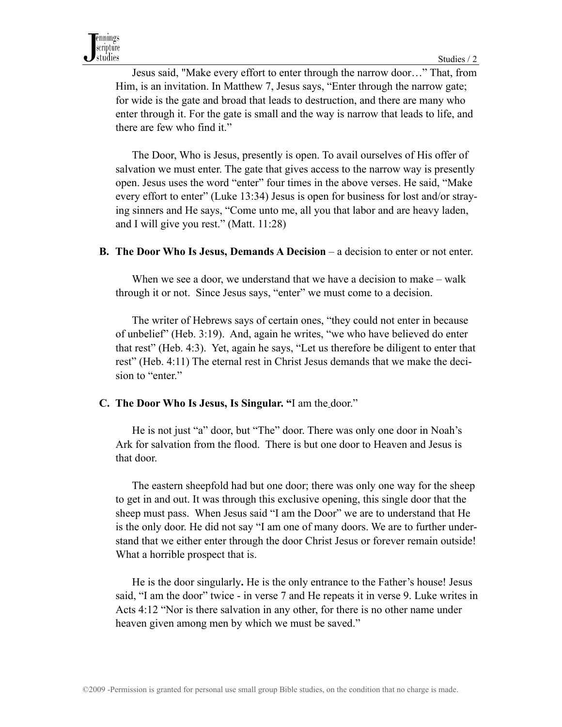Jesus said, "Make every effort to enter through the narrow door…" That, from Him, is an invitation. In Matthew 7, Jesus says, "Enter through the narrow gate; for wide is the gate and broad that leads to destruction, and there are many who enter through it. For the gate is small and the way is narrow that leads to life, and there are few who find it."

The Door, Who is Jesus, presently is open. To avail ourselves of His offer of salvation we must enter. The gate that gives access to the narrow way is presently open. Jesus uses the word "enter" four times in the above verses. He said, "Make every effort to enter" (Luke 13:34) Jesus is open for business for lost and/or straying sinners and He says, "Come unto me, all you that labor and are heavy laden, and I will give you rest." (Matt. 11:28)

**B. The Door Who Is Jesus, Demands A Decision** – a decision to enter or not enter.

When we see a door, we understand that we have a decision to make – walk through it or not. Since Jesus says, "enter" we must come to a decision.

The writer of Hebrews says of certain ones, "they could not enter in because of unbelief" (Heb. 3:19). And, again he writes, "we who have believed do enter that rest" (Heb. 4:3). Yet, again he says, "Let us therefore be diligent to enter that rest" (Heb. 4:11) The eternal rest in Christ Jesus demands that we make the decision to "enter."

**C. The Door Who Is Jesus, Is Singular. "**I am the door."

He is not just "a" door, but "The" door. There was only one door in Noah's Ark for salvation from the flood. There is but one door to Heaven and Jesus is that door.

The eastern sheepfold had but one door; there was only one way for the sheep to get in and out. It was through this exclusive opening, this single door that the sheep must pass. When Jesus said "I am the Door" we are to understand that He is the only door. He did not say "I am one of many doors. We are to further understand that we either enter through the door Christ Jesus or forever remain outside! What a horrible prospect that is.

He is the door singularly**.** He is the only entrance to the Father's house! Jesus said, "I am the door" twice - in verse 7 and He repeats it in verse 9. Luke writes in Acts 4:12 "Nor is there salvation in any other, for there is no other name under heaven given among men by which we must be saved."

©2009 -Permission is granted for personal use small group Bible studies, on the condition that no charge is made.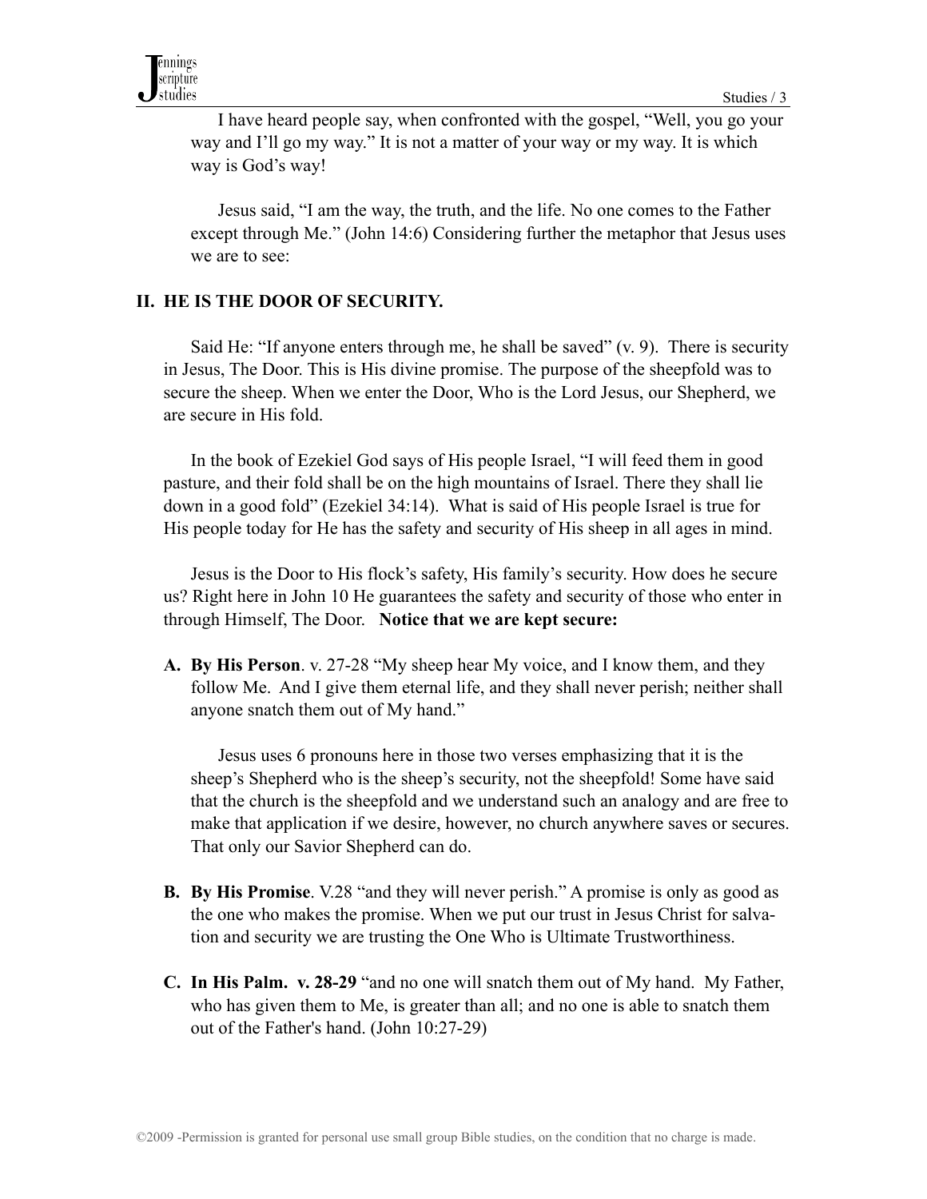I have heard people say, when confronted with the gospel, "Well, you go your way and I'll go my way." It is not a matter of your way or my way. It is which way is God's way!

Jesus said, "I am the way, the truth, and the life. No one comes to the Father except through Me." (John 14:6) Considering further the metaphor that Jesus uses we are to see:

## II. HE IS THE DOOR OF SECURITY.

Said He: "If anyone enters through me, he shall be saved" (v. 9). There is security in Jesus, The Door. This is His divine promise. The purpose of the sheepfold was to secure the sheep. When we enter the Door, Who is the Lord Jesus, our Shepherd, we are secure in His fold.

In the book of Ezekiel God says of His people Israel, "I will feed them in good pasture, and their fold shall be on the high mountains of Israel. There they shall lie down in a good fold" (Ezekiel 34:14). What is said of His people Israel is true for His people today for He has the safety and security of His sheep in all ages in mind.

Jesus is the Door to His flock's safety, His family's security. How does he secure us? Right here in John 10 He guarantees the safety and security of those who enter in through Himself, The Door. **Notice that we are kept secure:**

**A. By His Person**. v. 27-28 "My sheep hear My voice, and I know them, and they follow Me. And I give them eternal life, and they shall never perish; neither shall anyone snatch them out of My hand."

Jesus uses 6 pronouns here in those two verses emphasizing that it is the sheep's Shepherd who is the sheep's security, not the sheepfold! Some have said that the church is the sheepfold and we understand such an analogy and are free to make that application if we desire, however, no church anywhere saves or secures. That only our Savior Shepherd can do.

**B. By His Promise**. V.28 "and they will never perish." A promise is only as good as the one who makes the promise. When we put our trust in Jesus Christ for salvation and security we are trusting the One Who is Ultimate Trustworthiness.

**C. In His Palm. v. 28-29** "and no one will snatch them out of My hand. My Father, who has given them to Me, is greater than all; and no one is able to snatch them out of the Father's hand. (John 10:27-29)

©2009 -Permission is granted for personal use small group Bible studies, on the condition that no charge is made.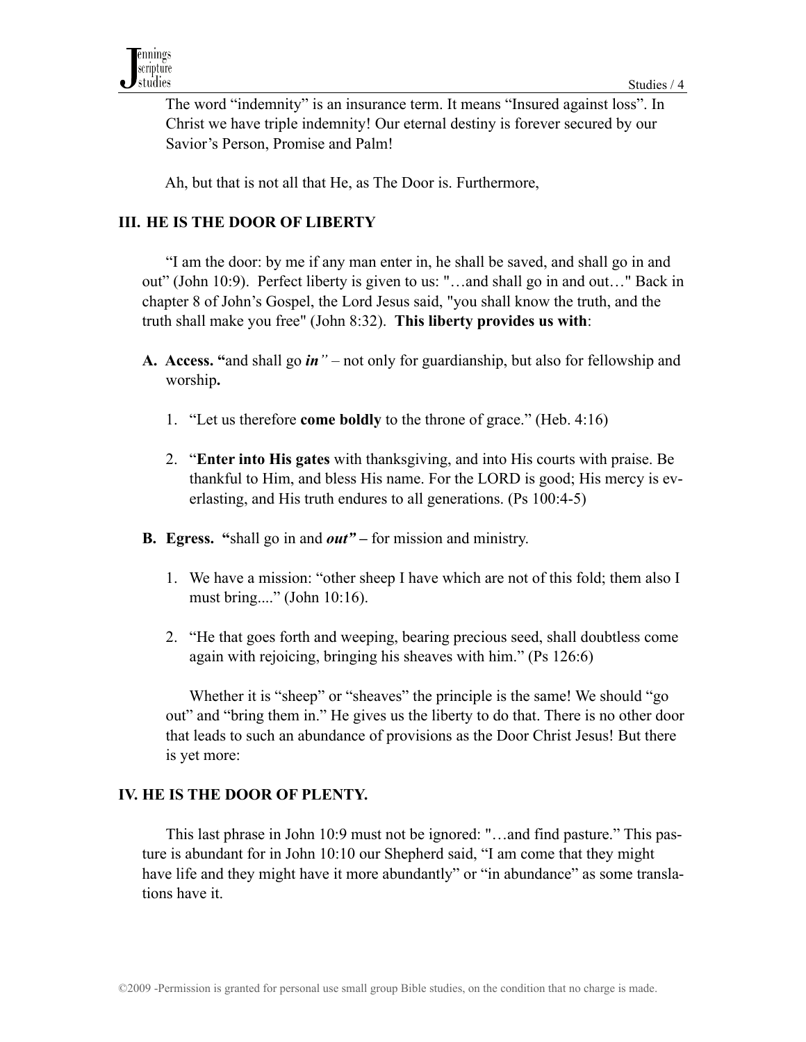The word "indemnity" is an insurance term. It means "Insured against loss". In Christ we have triple indemnity! Our eternal destiny is forever secured by our Savior's Person, Promise and Palm!

Ah, but that is not all that He, as The Door is. Furthermore,

## III. HE IS THE DOOR OF LIBERTY

"I am the door: by me if any man enter in, he shall be saved, and shall go in and out" (John 10:9). Perfect liberty is given to us: "…and shall go in and out…" Back in chapter 8 of John's Gospel, the Lord Jesus said, "you shall know the truth, and the truth shall make you free" (John 8:32). **This liberty provides us with**:

**A. Access. "**and shall go ***in"*** – not only for guardianship, but also for fellowship and worship**.**

1. "Let us therefore **come boldly** to the throne of grace." (Heb. 4:16)
2. "**Enter into His gates** with thanksgiving, and into His courts with praise. Be thankful to Him, and bless His name. For the LORD is good; His mercy is everlasting, and His truth endures to all generations. (Ps 100:4-5)

**B. Egress. "**shall go in and ***out" –*** for mission and ministry.

1. We have a mission: "other sheep I have which are not of this fold; them also I must bring...." (John 10:16).
2. "He that goes forth and weeping, bearing precious seed, shall doubtless come again with rejoicing, bringing his sheaves with him." (Ps 126:6)

Whether it is "sheep" or "sheaves" the principle is the same! We should "go out" and "bring them in." He gives us the liberty to do that. There is no other door that leads to such an abundance of provisions as the Door Christ Jesus! But there is yet more:

## IV. HE IS THE DOOR OF PLENTY.

This last phrase in John 10:9 must not be ignored: "…and find pasture." This pasture is abundant for in John 10:10 our Shepherd said, "I am come that they might have life and they might have it more abundantly" or "in abundance" as some translations have it.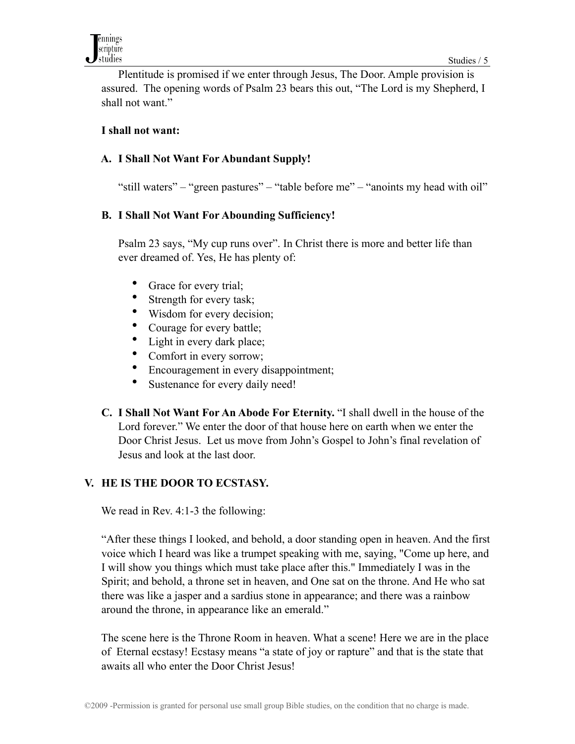Plentitude is promised if we enter through Jesus, The Door. Ample provision is assured. The opening words of Psalm 23 bears this out, "The Lord is my Shepherd, I shall not want."

**I shall not want:**

**A. I Shall Not Want For Abundant Supply!**

"still waters" – "green pastures" – "table before me" – "anoints my head with oil"

**B. I Shall Not Want For Abounding Sufficiency!**

Psalm 23 says, "My cup runs over". In Christ there is more and better life than ever dreamed of. Yes, He has plenty of:

- Grace for every trial;
- Strength for every task;
- Wisdom for every decision;
- Courage for every battle;
- Light in every dark place;
- Comfort in every sorrow;
- Encouragement in every disappointment;
- Sustenance for every daily need!

**C. I Shall Not Want For An Abode For Eternity.** "I shall dwell in the house of the Lord forever." We enter the door of that house here on earth when we enter the Door Christ Jesus. Let us move from John's Gospel to John's final revelation of Jesus and look at the last door.

## V. HE IS THE DOOR TO ECSTASY.

We read in Rev. 4:1-3 the following:

"After these things I looked, and behold, a door standing open in heaven. And the first voice which I heard was like a trumpet speaking with me, saying, "Come up here, and I will show you things which must take place after this." Immediately I was in the Spirit; and behold, a throne set in heaven, and One sat on the throne. And He who sat there was like a jasper and a sardius stone in appearance; and there was a rainbow around the throne, in appearance like an emerald."

The scene here is the Throne Room in heaven. What a scene! Here we are in the place of Eternal ecstasy! Ecstasy means "a state of joy or rapture" and that is the state that awaits all who enter the Door Christ Jesus!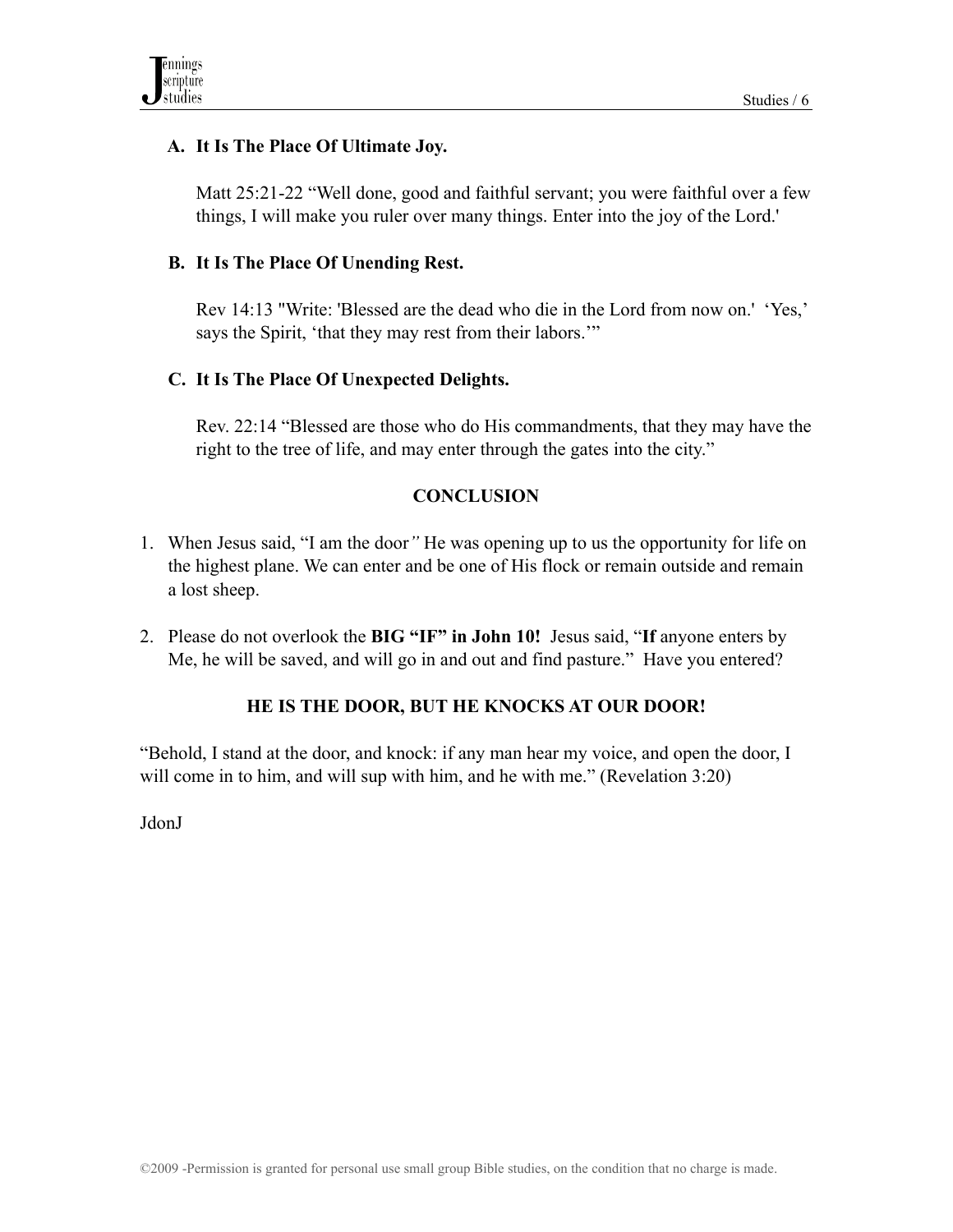A. **It Is The Place Of Ultimate Joy.**

   Matt 25:21-22 "Well done, good and faithful servant; you were faithful over a few things, I will make you ruler over many things. Enter into the joy of the Lord.'

B. **It Is The Place Of Unending Rest.**

   Rev 14:13 "Write: 'Blessed are the dead who die in the Lord from now on.' 'Yes,' says the Spirit, 'that they may rest from their labors.'"

C. **It Is The Place Of Unexpected Delights.**

   Rev. 22:14 "Blessed are those who do His commandments, that they may have the right to the tree of life, and may enter through the gates into the city."

**CONCLUSION**

1. When Jesus said, "I am the door*"* He was opening up to us the opportunity for life on the highest plane. We can enter and be one of His flock or remain outside and remain a lost sheep.

2. Please do not overlook the **BIG "IF" in John 10!** Jesus said, "**If** anyone enters by Me, he will be saved, and will go in and out and find pasture." Have you entered?

**HE IS THE DOOR, BUT HE KNOCKS AT OUR DOOR!**

"Behold, I stand at the door, and knock: if any man hear my voice, and open the door, I will come in to him, and will sup with him, and he with me." (Revelation 3:20)

JdonJ

©2009 -Permission is granted for personal use small group Bible studies, on the condition that no charge is made.